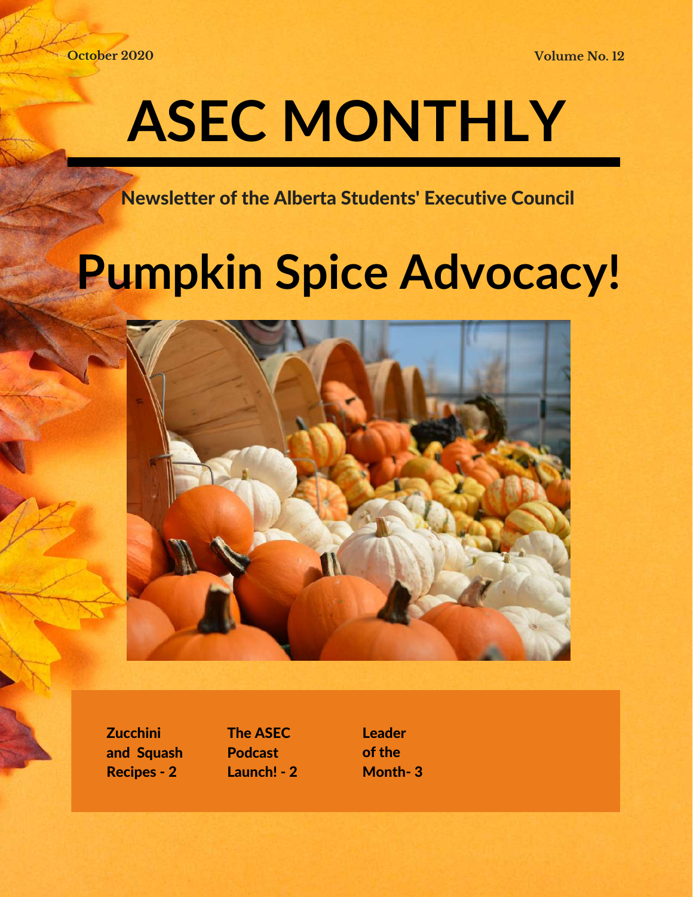October 2020

Volume No. 12

# ASEC MONTHLY

## Newsletter of the Alberta Students' Executive Council

# Pumpkin Spice Advocacy!

**Zucchini and Squash Recipes - 2**

**The ASEC Podcast Launch! - 2**

**Leader of the Month- 3**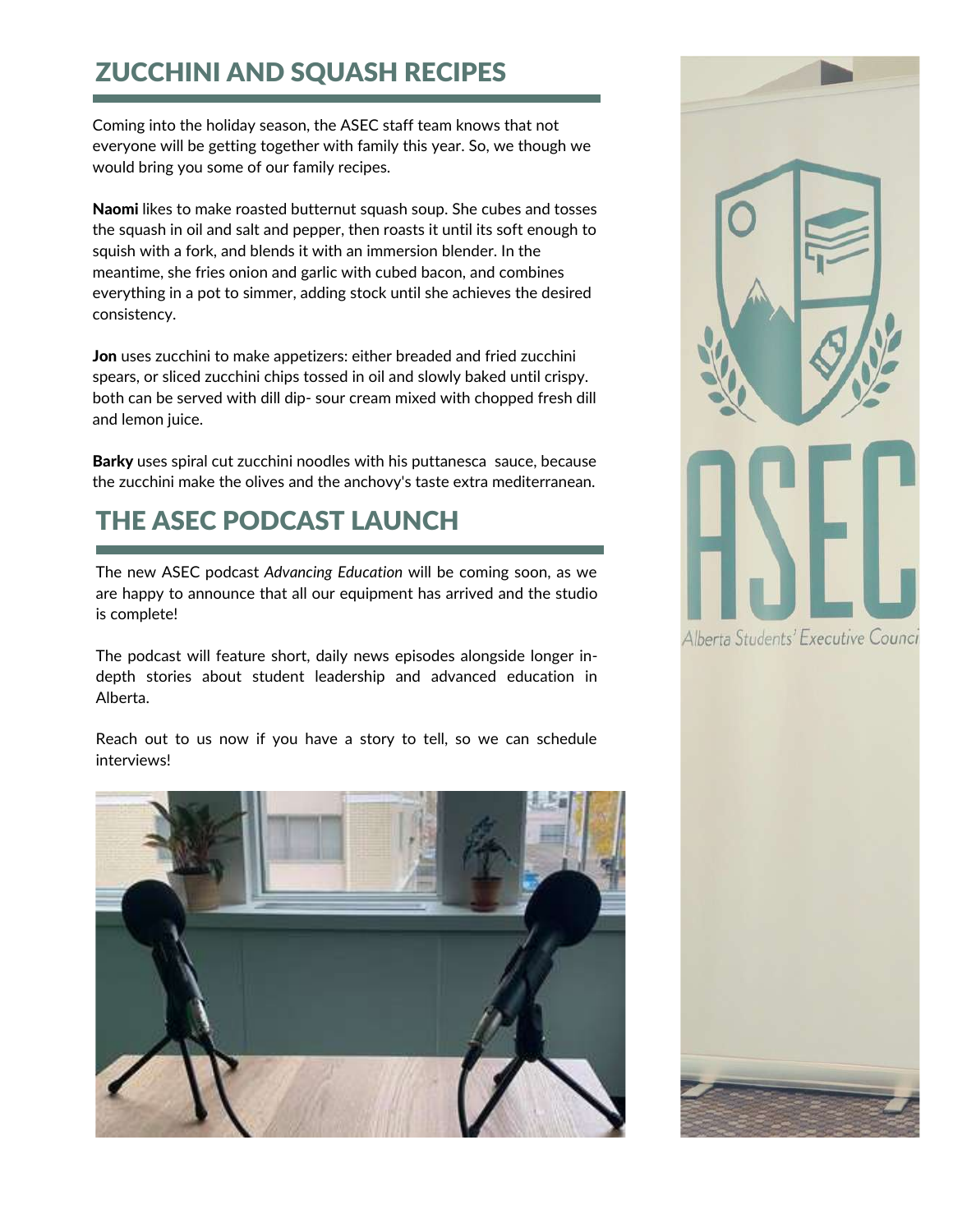## ZUCCHINI AND SQUASH RECIPES

Coming into the holiday season, the ASEC staff team knows that not everyone will be getting together with family this year. So, we though we would bring you some of our family recipes.

**Naomi** likes to make roasted butternut squash soup. She cubes and tosses the squash in oil and salt and pepper, then roasts it until its soft enough to squish with a fork, and blends it with an immersion blender. In the meantime, she fries onion and garlic with cubed bacon, and combines everything in a pot to simmer, adding stock until she achieves the desired consistency.

**Jon** uses zucchini to make appetizers: either breaded and fried zucchini spears, or sliced zucchini chips tossed in oil and slowly baked until crispy. both can be served with dill dip- sour cream mixed with chopped fresh dill and lemon juice.

**Barky** uses spiral cut zucchini noodles with his puttanesca sauce, because the zucchini make the olives and the anchovy's taste extra mediterranean.

## THE ASEC PODCAST LAUNCH

The new ASEC podcast *Advancing Education* will be coming soon, as we are happy to announce that all our equipment has arrived and the studio is complete!

The podcast will feature short, daily news episodes alongside longer in-depth stories about student leadership and advanced education in Alberta.

Reach out to us now if you have a story to tell, so we can schedule interviews!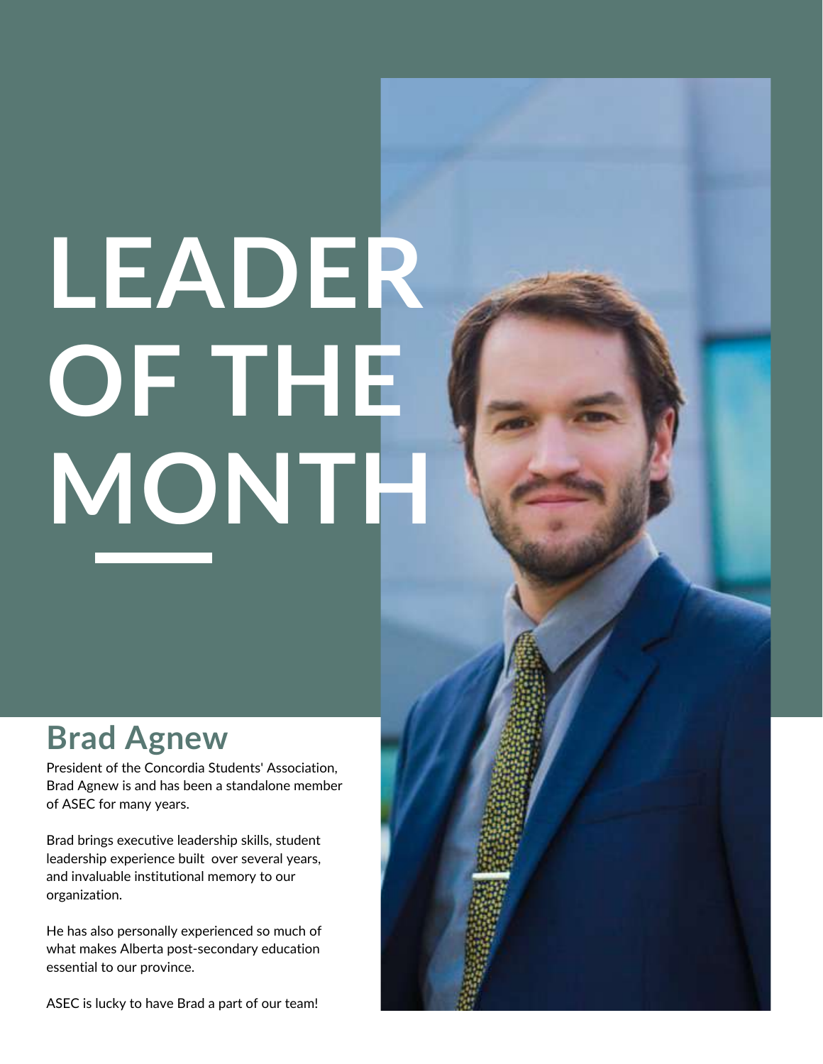# LEADER OF THE MONTH

## Brad Agnew

President of the Concordia Students' Association, Brad Agnew is and has been a standalone member of ASEC for many years.

Brad brings executive leadership skills, student leadership experience built over several years, and invaluable institutional memory to our organization.

He has also personally experienced so much of what makes Alberta post-secondary education essential to our province.

ASEC is lucky to have Brad a part of our team!